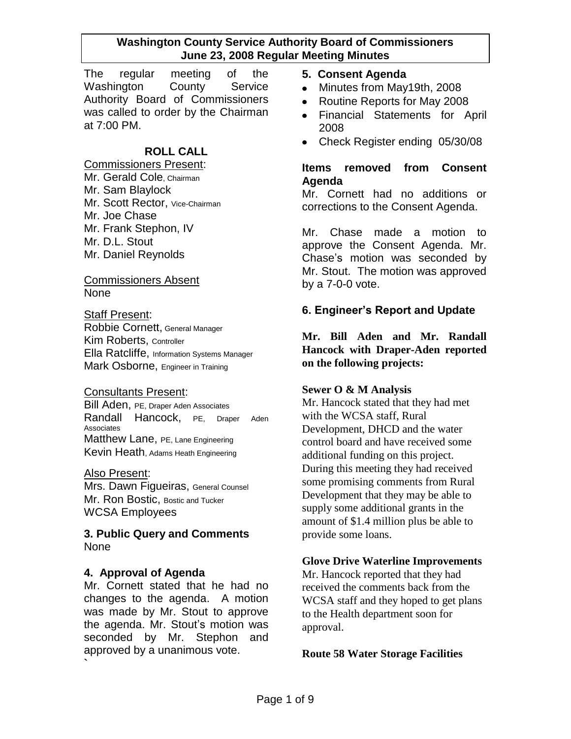**Washington County Service Authority Board of Commissioners**
**June 23, 2008 Regular Meeting Minutes**

The regular meeting of the Washington County Service Authority Board of Commissioners was called to order by the Chairman at 7:00 PM.

## ROLL CALL

Commissioners Present:
Mr. Gerald Cole, Chairman
Mr. Sam Blaylock
Mr. Scott Rector, Vice-Chairman
Mr. Joe Chase
Mr. Frank Stephon, IV
Mr. D.L. Stout
Mr. Daniel Reynolds

Commissioners Absent
None

Staff Present:
Robbie Cornett, General Manager
Kim Roberts, Controller
Ella Ratcliffe, Information Systems Manager
Mark Osborne, Engineer in Training

Consultants Present:
Bill Aden, PE, Draper Aden Associates
Randall Hancock, PE, Draper Aden Associates
Matthew Lane, PE, Lane Engineering
Kevin Heath, Adams Heath Engineering

Also Present:
Mrs. Dawn Figueiras, General Counsel
Mr. Ron Bostic, Bostic and Tucker
WCSA Employees

## 3. Public Query and Comments
None

## 4. Approval of Agenda
Mr. Cornett stated that he had no changes to the agenda. A motion was made by Mr. Stout to approve the agenda. Mr. Stout's motion was seconded by Mr. Stephon and approved by a unanimous vote.

## 5. Consent Agenda
- Minutes from May19th, 2008
- Routine Reports for May 2008
- Financial Statements for April 2008
- Check Register ending 05/30/08

### Items removed from Consent Agenda
Mr. Cornett had no additions or corrections to the Consent Agenda.

Mr. Chase made a motion to approve the Consent Agenda. Mr. Chase's motion was seconded by Mr. Stout. The motion was approved by a 7-0-0 vote.

## 6. Engineer's Report and Update

**Mr. Bill Aden and Mr. Randall Hancock with Draper-Aden reported on the following projects:**

**Sewer O & M Analysis**
Mr. Hancock stated that they had met with the WCSA staff, Rural Development, DHCD and the water control board and have received some additional funding on this project. During this meeting they had received some promising comments from Rural Development that they may be able to supply some additional grants in the amount of $1.4 million plus be able to provide some loans.

**Glove Drive Waterline Improvements**
Mr. Hancock reported that they had received the comments back from the WCSA staff and they hoped to get plans to the Health department soon for approval.

**Route 58 Water Storage Facilities**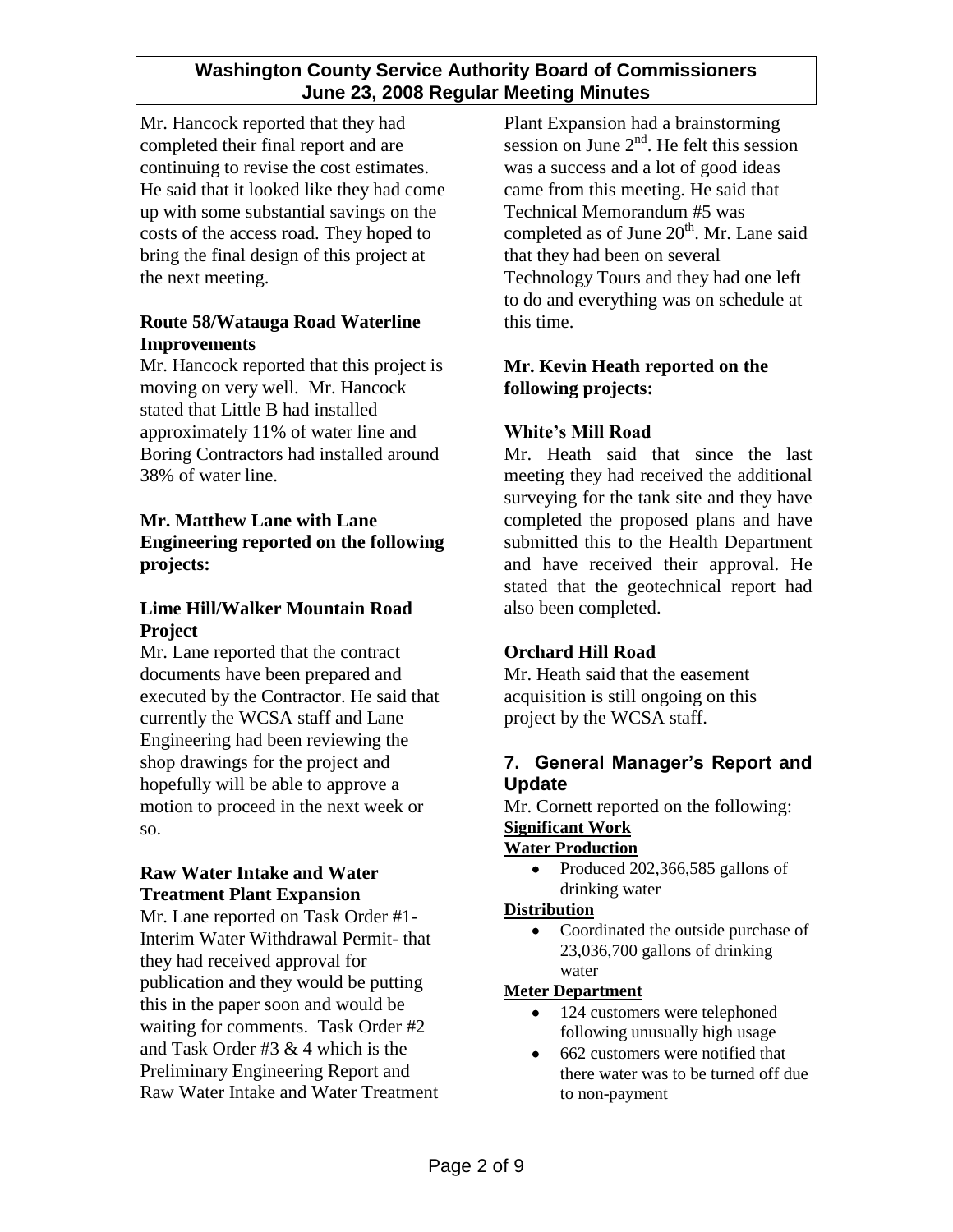Mr. Hancock reported that they had completed their final report and are continuing to revise the cost estimates. He said that it looked like they had come up with some substantial savings on the costs of the access road. They hoped to bring the final design of this project at the next meeting.

**Route 58/Watauga Road Waterline Improvements**

Mr. Hancock reported that this project is moving on very well. Mr. Hancock stated that Little B had installed approximately 11% of water line and Boring Contractors had installed around 38% of water line.

**Mr. Matthew Lane with Lane Engineering reported on the following projects:**

**Lime Hill/Walker Mountain Road Project**

Mr. Lane reported that the contract documents have been prepared and executed by the Contractor. He said that currently the WCSA staff and Lane Engineering had been reviewing the shop drawings for the project and hopefully will be able to approve a motion to proceed in the next week or so.

**Raw Water Intake and Water Treatment Plant Expansion**

Mr. Lane reported on Task Order #1- Interim Water Withdrawal Permit- that they had received approval for publication and they would be putting this in the paper soon and would be waiting for comments. Task Order #2 and Task Order #3 & 4 which is the Preliminary Engineering Report and Raw Water Intake and Water Treatment Plant Expansion had a brainstorming session on June 2nd. He felt this session was a success and a lot of good ideas came from this meeting. He said that Technical Memorandum #5 was completed as of June 20th. Mr. Lane said that they had been on several Technology Tours and they had one left to do and everything was on schedule at this time.

**Mr. Kevin Heath reported on the following projects:**

**White's Mill Road**

Mr. Heath said that since the last meeting they had received the additional surveying for the tank site and they have completed the proposed plans and have submitted this to the Health Department and have received their approval. He stated that the geotechnical report had also been completed.

**Orchard Hill Road**

Mr. Heath said that the easement acquisition is still ongoing on this project by the WCSA staff.

## 7. General Manager's Report and Update

Mr. Cornett reported on the following:

**Significant Work**

**Water Production**

- Produced 202,366,585 gallons of drinking water

**Distribution**

- Coordinated the outside purchase of 23,036,700 gallons of drinking water

**Meter Department**

- 124 customers were telephoned following unusually high usage
- 662 customers were notified that there water was to be turned off due to non-payment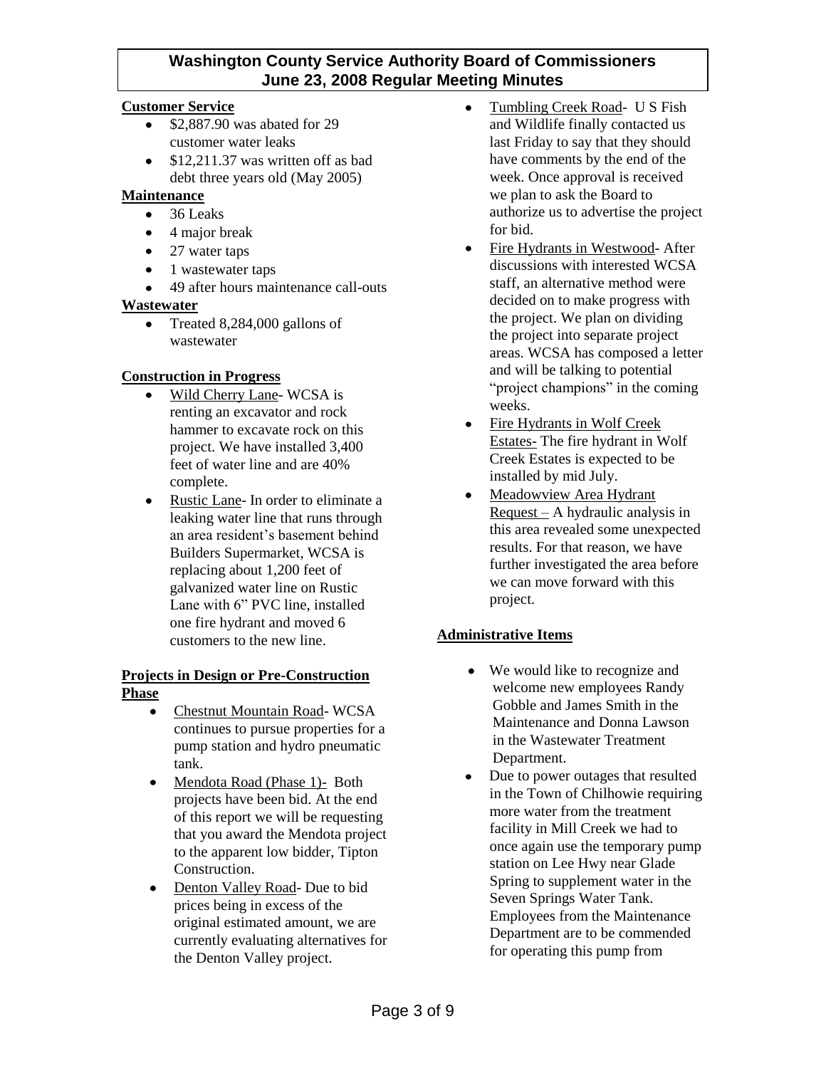**Customer Service**

- $2,887.90 was abated for 29 customer water leaks
- $12,211.37 was written off as bad debt three years old (May 2005)

**Maintenance**

- 36 Leaks
- 4 major break
- 27 water taps
- 1 wastewater taps
- 49 after hours maintenance call-outs

**Wastewater**

- Treated 8,284,000 gallons of wastewater

**Construction in Progress**

- Wild Cherry Lane- WCSA is renting an excavator and rock hammer to excavate rock on this project. We have installed 3,400 feet of water line and are 40% complete.
- Rustic Lane- In order to eliminate a leaking water line that runs through an area resident's basement behind Builders Supermarket, WCSA is replacing about 1,200 feet of galvanized water line on Rustic Lane with 6" PVC line, installed one fire hydrant and moved 6 customers to the new line.

**Projects in Design or Pre-Construction Phase**

- Chestnut Mountain Road- WCSA continues to pursue properties for a pump station and hydro pneumatic tank.
- Mendota Road (Phase 1)- Both projects have been bid. At the end of this report we will be requesting that you award the Mendota project to the apparent low bidder, Tipton Construction.
- Denton Valley Road- Due to bid prices being in excess of the original estimated amount, we are currently evaluating alternatives for the Denton Valley project.
- Tumbling Creek Road- U S Fish and Wildlife finally contacted us last Friday to say that they should have comments by the end of the week. Once approval is received we plan to ask the Board to authorize us to advertise the project for bid.
- Fire Hydrants in Westwood- After discussions with interested WCSA staff, an alternative method were decided on to make progress with the project. We plan on dividing the project into separate project areas. WCSA has composed a letter and will be talking to potential "project champions" in the coming weeks.
- Fire Hydrants in Wolf Creek Estates- The fire hydrant in Wolf Creek Estates is expected to be installed by mid July.
- Meadowview Area Hydrant Request – A hydraulic analysis in this area revealed some unexpected results. For that reason, we have further investigated the area before we can move forward with this project.

**Administrative Items**

- We would like to recognize and welcome new employees Randy Gobble and James Smith in the Maintenance and Donna Lawson in the Wastewater Treatment Department.
- Due to power outages that resulted in the Town of Chilhowie requiring more water from the treatment facility in Mill Creek we had to once again use the temporary pump station on Lee Hwy near Glade Spring to supplement water in the Seven Springs Water Tank. Employees from the Maintenance Department are to be commended for operating this pump from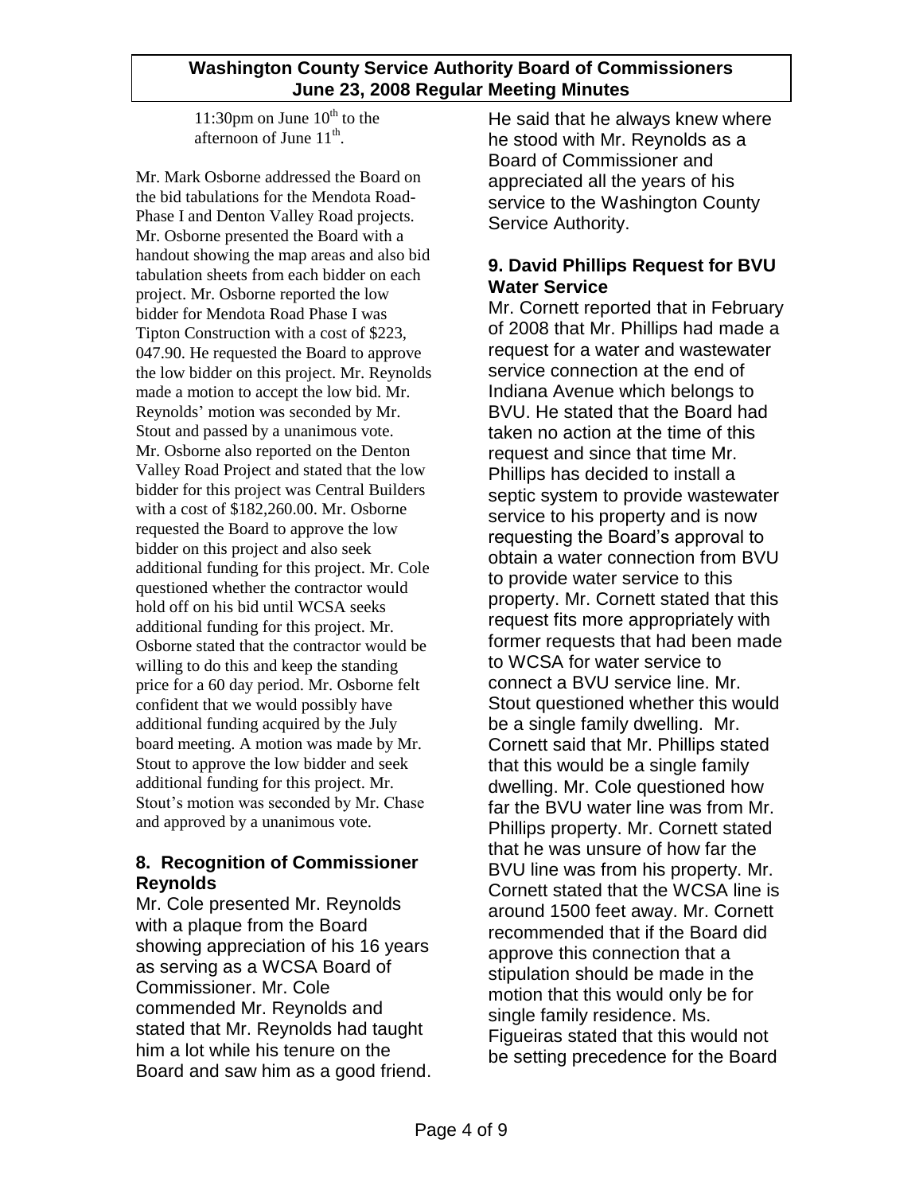11:30pm on June $10^{th}$ to the afternoon of June $11^{th}$.

Mr. Mark Osborne addressed the Board on the bid tabulations for the Mendota Road-Phase I and Denton Valley Road projects. Mr. Osborne presented the Board with a handout showing the map areas and also bid tabulation sheets from each bidder on each project. Mr. Osborne reported the low bidder for Mendota Road Phase I was Tipton Construction with a cost of $223, 047.90. He requested the Board to approve the low bidder on this project. Mr. Reynolds made a motion to accept the low bid. Mr. Reynolds' motion was seconded by Mr. Stout and passed by a unanimous vote. Mr. Osborne also reported on the Denton Valley Road Project and stated that the low bidder for this project was Central Builders with a cost of $182,260.00. Mr. Osborne requested the Board to approve the low bidder on this project and also seek additional funding for this project. Mr. Cole questioned whether the contractor would hold off on his bid until WCSA seeks additional funding for this project. Mr. Osborne stated that the contractor would be willing to do this and keep the standing price for a 60 day period. Mr. Osborne felt confident that we would possibly have additional funding acquired by the July board meeting. A motion was made by Mr. Stout to approve the low bidder and seek additional funding for this project. Mr. Stout's motion was seconded by Mr. Chase and approved by a unanimous vote.

## 8. Recognition of Commissioner Reynolds

Mr. Cole presented Mr. Reynolds with a plaque from the Board showing appreciation of his 16 years as serving as a WCSA Board of Commissioner. Mr. Cole commended Mr. Reynolds and stated that Mr. Reynolds had taught him a lot while his tenure on the Board and saw him as a good friend. He said that he always knew where he stood with Mr. Reynolds as a Board of Commissioner and appreciated all the years of his service to the Washington County Service Authority.

## 9. David Phillips Request for BVU Water Service

Mr. Cornett reported that in February of 2008 that Mr. Phillips had made a request for a water and wastewater service connection at the end of Indiana Avenue which belongs to BVU. He stated that the Board had taken no action at the time of this request and since that time Mr. Phillips has decided to install a septic system to provide wastewater service to his property and is now requesting the Board's approval to obtain a water connection from BVU to provide water service to this property. Mr. Cornett stated that this request fits more appropriately with former requests that had been made to WCSA for water service to connect a BVU service line. Mr. Stout questioned whether this would be a single family dwelling. Mr. Cornett said that Mr. Phillips stated that this would be a single family dwelling. Mr. Cole questioned how far the BVU water line was from Mr. Phillips property. Mr. Cornett stated that he was unsure of how far the BVU line was from his property. Mr. Cornett stated that the WCSA line is around 1500 feet away. Mr. Cornett recommended that if the Board did approve this connection that a stipulation should be made in the motion that this would only be for single family residence. Ms. Figueiras stated that this would not be setting precedence for the Board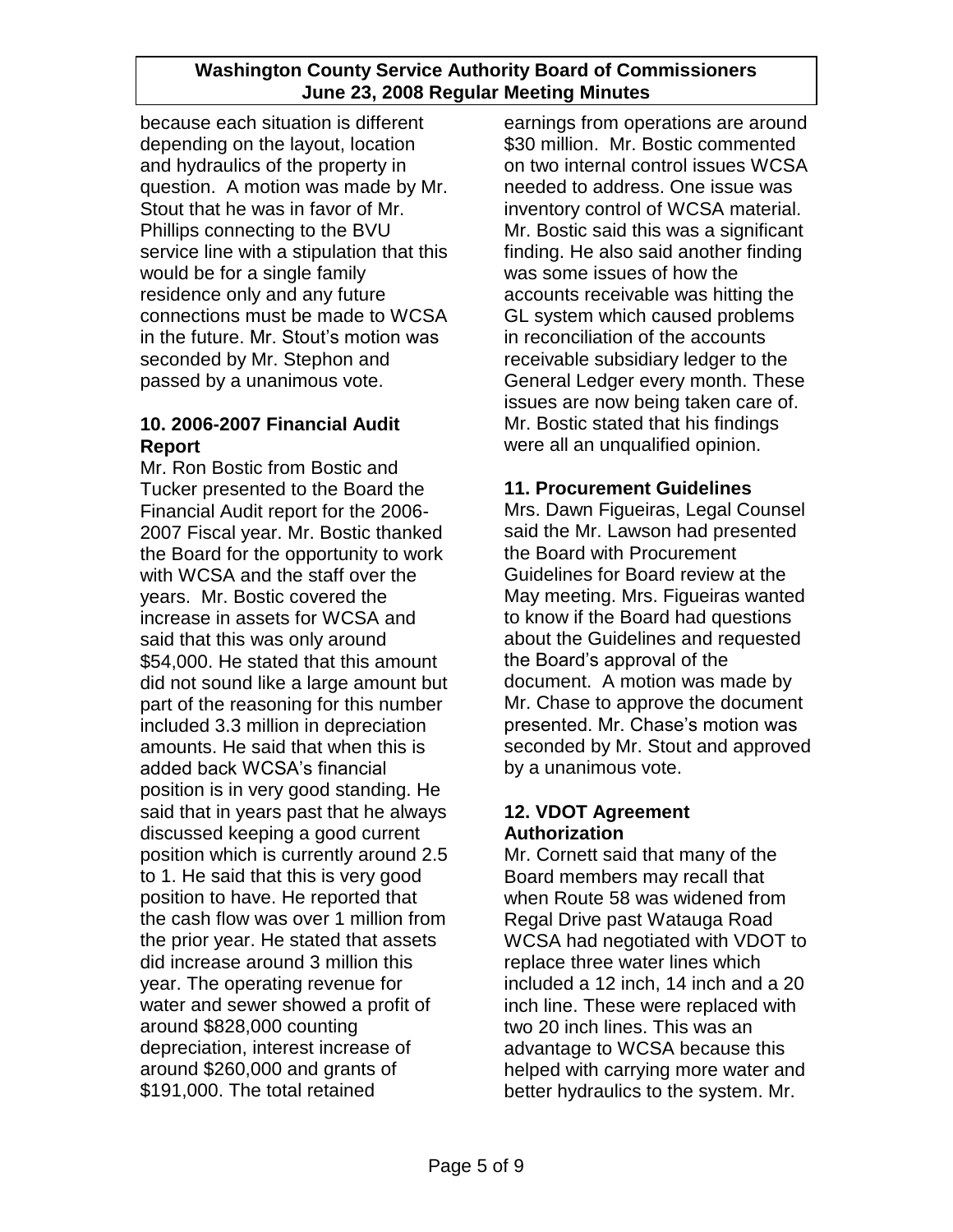because each situation is different depending on the layout, location and hydraulics of the property in question. A motion was made by Mr. Stout that he was in favor of Mr. Phillips connecting to the BVU service line with a stipulation that this would be for a single family residence only and any future connections must be made to WCSA in the future. Mr. Stout's motion was seconded by Mr. Stephon and passed by a unanimous vote.

### 10. 2006-2007 Financial Audit Report

Mr. Ron Bostic from Bostic and Tucker presented to the Board the Financial Audit report for the 2006-2007 Fiscal year. Mr. Bostic thanked the Board for the opportunity to work with WCSA and the staff over the years. Mr. Bostic covered the increase in assets for WCSA and said that this was only around $54,000. He stated that this amount did not sound like a large amount but part of the reasoning for this number included 3.3 million in depreciation amounts. He said that when this is added back WCSA's financial position is in very good standing. He said that in years past that he always discussed keeping a good current position which is currently around 2.5 to 1. He said that this is very good position to have. He reported that the cash flow was over 1 million from the prior year. He stated that assets did increase around 3 million this year. The operating revenue for water and sewer showed a profit of around $828,000 counting depreciation, interest increase of around $260,000 and grants of $191,000. The total retained earnings from operations are around $30 million. Mr. Bostic commented on two internal control issues WCSA needed to address. One issue was inventory control of WCSA material. Mr. Bostic said this was a significant finding. He also said another finding was some issues of how the accounts receivable was hitting the GL system which caused problems in reconciliation of the accounts receivable subsidiary ledger to the General Ledger every month. These issues are now being taken care of. Mr. Bostic stated that his findings were all an unqualified opinion.

### 11. Procurement Guidelines

Mrs. Dawn Figueiras, Legal Counsel said the Mr. Lawson had presented the Board with Procurement Guidelines for Board review at the May meeting. Mrs. Figueiras wanted to know if the Board had questions about the Guidelines and requested the Board's approval of the document. A motion was made by Mr. Chase to approve the document presented. Mr. Chase's motion was seconded by Mr. Stout and approved by a unanimous vote.

### 12. VDOT Agreement Authorization

Mr. Cornett said that many of the Board members may recall that when Route 58 was widened from Regal Drive past Watauga Road WCSA had negotiated with VDOT to replace three water lines which included a 12 inch, 14 inch and a 20 inch line. These were replaced with two 20 inch lines. This was an advantage to WCSA because this helped with carrying more water and better hydraulics to the system. Mr.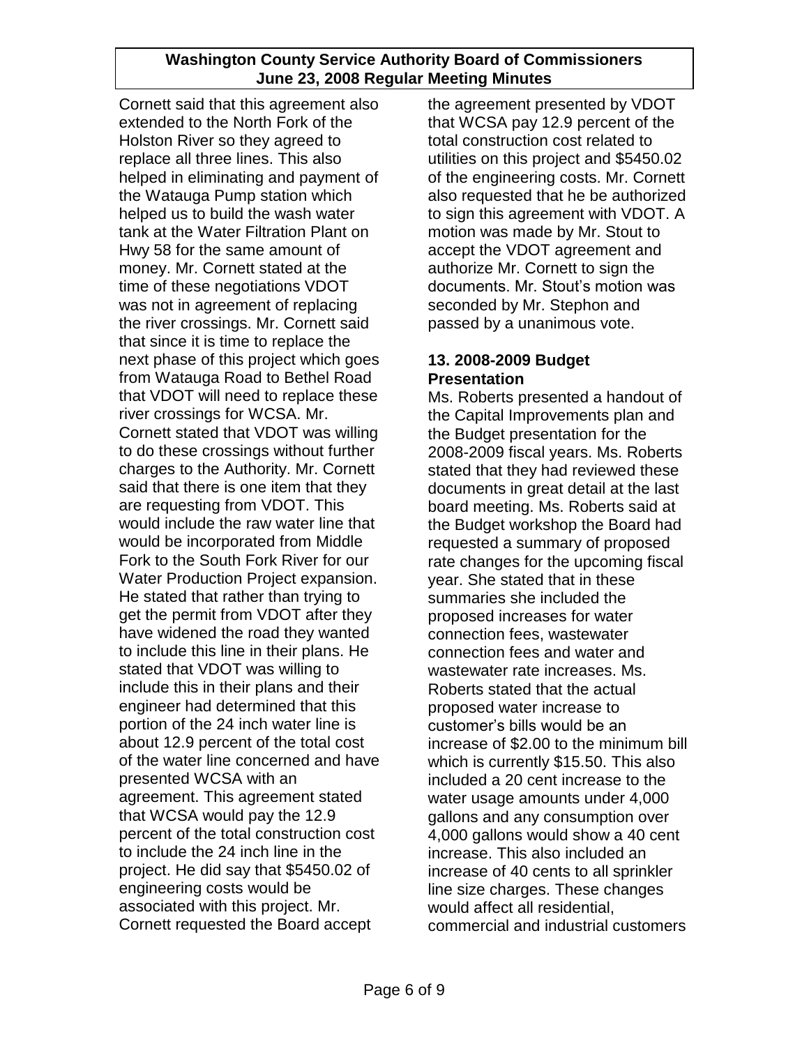Cornett said that this agreement also extended to the North Fork of the Holston River so they agreed to replace all three lines. This also helped in eliminating and payment of the Watauga Pump station which helped us to build the wash water tank at the Water Filtration Plant on Hwy 58 for the same amount of money. Mr. Cornett stated at the time of these negotiations VDOT was not in agreement of replacing the river crossings. Mr. Cornett said that since it is time to replace the next phase of this project which goes from Watauga Road to Bethel Road that VDOT will need to replace these river crossings for WCSA. Mr. Cornett stated that VDOT was willing to do these crossings without further charges to the Authority. Mr. Cornett said that there is one item that they are requesting from VDOT. This would include the raw water line that would be incorporated from Middle Fork to the South Fork River for our Water Production Project expansion. He stated that rather than trying to get the permit from VDOT after they have widened the road they wanted to include this line in their plans. He stated that VDOT was willing to include this in their plans and their engineer had determined that this portion of the 24 inch water line is about 12.9 percent of the total cost of the water line concerned and have presented WCSA with an agreement. This agreement stated that WCSA would pay the 12.9 percent of the total construction cost to include the 24 inch line in the project. He did say that $5450.02 of engineering costs would be associated with this project. Mr. Cornett requested the Board accept the agreement presented by VDOT that WCSA pay 12.9 percent of the total construction cost related to utilities on this project and $5450.02 of the engineering costs. Mr. Cornett also requested that he be authorized to sign this agreement with VDOT. A motion was made by Mr. Stout to accept the VDOT agreement and authorize Mr. Cornett to sign the documents. Mr. Stout's motion was seconded by Mr. Stephon and passed by a unanimous vote.

### 13. 2008-2009 Budget Presentation

Ms. Roberts presented a handout of the Capital Improvements plan and the Budget presentation for the 2008-2009 fiscal years. Ms. Roberts stated that they had reviewed these documents in great detail at the last board meeting. Ms. Roberts said at the Budget workshop the Board had requested a summary of proposed rate changes for the upcoming fiscal year. She stated that in these summaries she included the proposed increases for water connection fees, wastewater connection fees and water and wastewater rate increases. Ms. Roberts stated that the actual proposed water increase to customer's bills would be an increase of $2.00 to the minimum bill which is currently $15.50. This also included a 20 cent increase to the water usage amounts under 4,000 gallons and any consumption over 4,000 gallons would show a 40 cent increase. This also included an increase of 40 cents to all sprinkler line size charges. These changes would affect all residential, commercial and industrial customers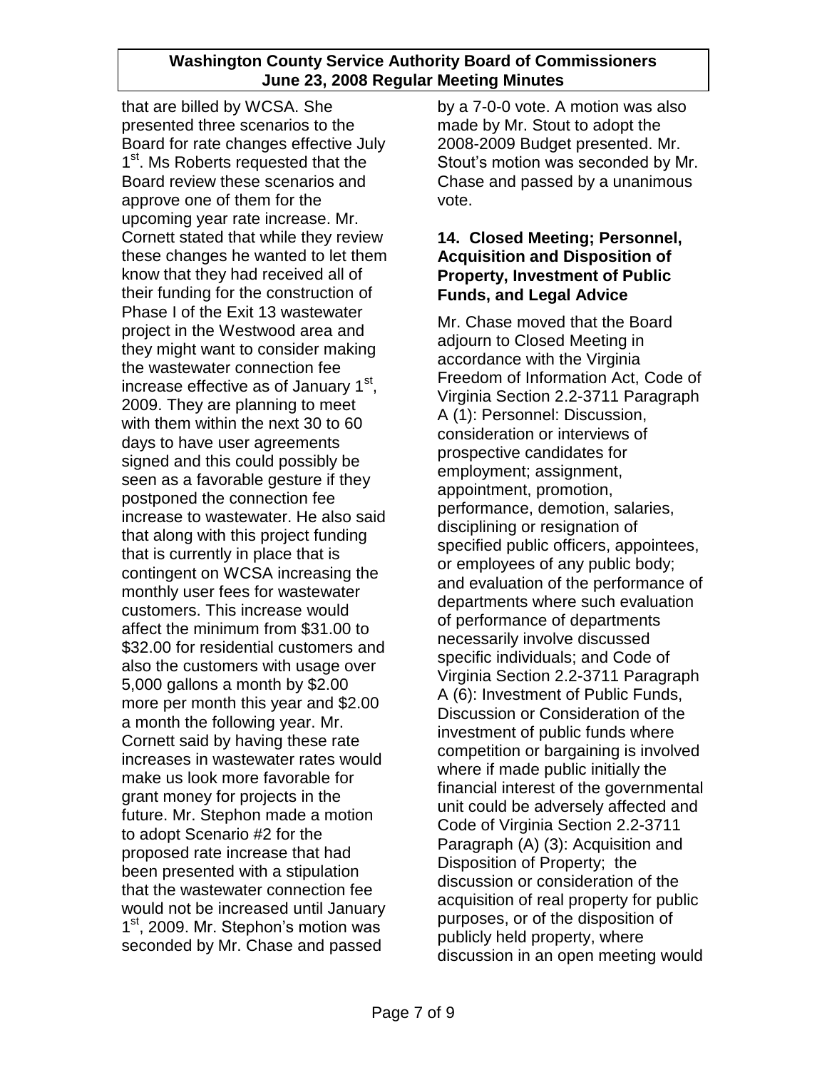that are billed by WCSA. She presented three scenarios to the Board for rate changes effective July 1st. Ms Roberts requested that the Board review these scenarios and approve one of them for the upcoming year rate increase. Mr. Cornett stated that while they review these changes he wanted to let them know that they had received all of their funding for the construction of Phase I of the Exit 13 wastewater project in the Westwood area and they might want to consider making the wastewater connection fee increase effective as of January 1st, 2009. They are planning to meet with them within the next 30 to 60 days to have user agreements signed and this could possibly be seen as a favorable gesture if they postponed the connection fee increase to wastewater. He also said that along with this project funding that is currently in place that is contingent on WCSA increasing the monthly user fees for wastewater customers. This increase would affect the minimum from $31.00 to $32.00 for residential customers and also the customers with usage over 5,000 gallons a month by $2.00 more per month this year and $2.00 a month the following year. Mr. Cornett said by having these rate increases in wastewater rates would make us look more favorable for grant money for projects in the future. Mr. Stephon made a motion to adopt Scenario #2 for the proposed rate increase that had been presented with a stipulation that the wastewater connection fee would not be increased until January 1st, 2009. Mr. Stephon's motion was seconded by Mr. Chase and passed by a 7-0-0 vote. A motion was also made by Mr. Stout to adopt the 2008-2009 Budget presented. Mr. Stout's motion was seconded by Mr. Chase and passed by a unanimous vote.

### 14. Closed Meeting; Personnel, Acquisition and Disposition of Property, Investment of Public Funds, and Legal Advice

Mr. Chase moved that the Board adjourn to Closed Meeting in accordance with the Virginia Freedom of Information Act, Code of Virginia Section 2.2-3711 Paragraph A (1): Personnel: Discussion, consideration or interviews of prospective candidates for employment; assignment, appointment, promotion, performance, demotion, salaries, disciplining or resignation of specified public officers, appointees, or employees of any public body; and evaluation of the performance of departments where such evaluation of performance of departments necessarily involve discussed specific individuals; and Code of Virginia Section 2.2-3711 Paragraph A (6): Investment of Public Funds, Discussion or Consideration of the investment of public funds where competition or bargaining is involved where if made public initially the financial interest of the governmental unit could be adversely affected and Code of Virginia Section 2.2-3711 Paragraph (A) (3): Acquisition and Disposition of Property; the discussion or consideration of the acquisition of real property for public purposes, or of the disposition of publicly held property, where discussion in an open meeting would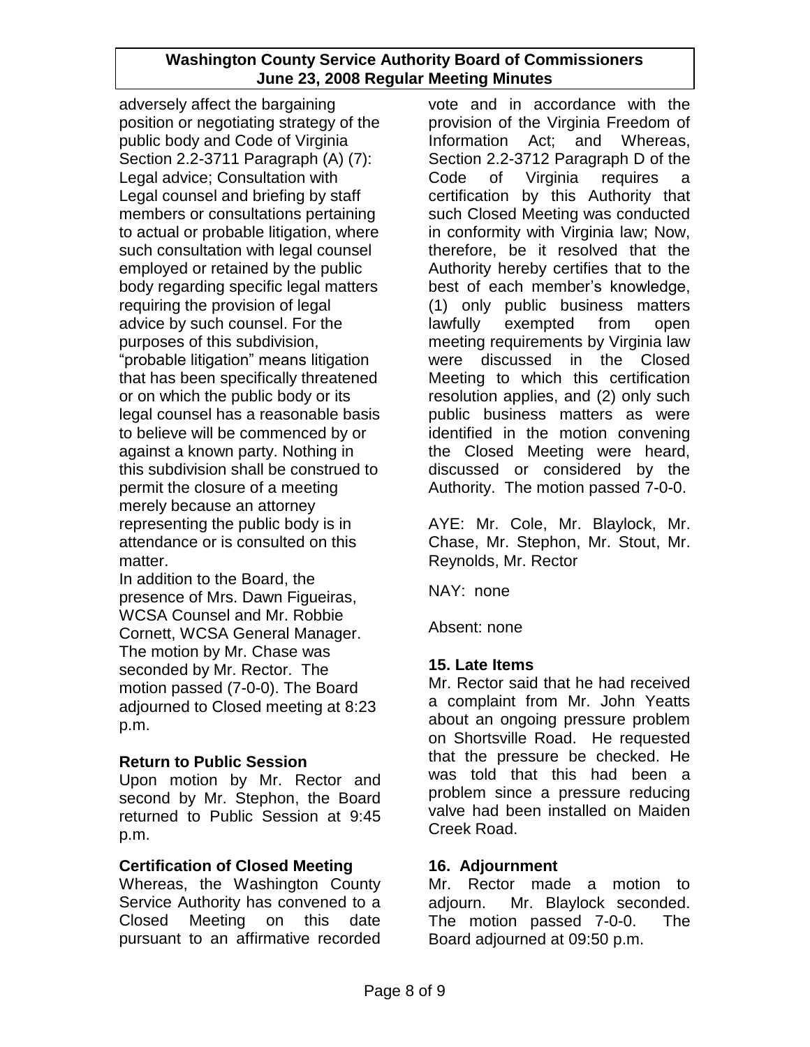adversely affect the bargaining position or negotiating strategy of the public body and Code of Virginia Section 2.2-3711 Paragraph (A) (7): Legal advice; Consultation with Legal counsel and briefing by staff members or consultations pertaining to actual or probable litigation, where such consultation with legal counsel employed or retained by the public body regarding specific legal matters requiring the provision of legal advice by such counsel. For the purposes of this subdivision, "probable litigation" means litigation that has been specifically threatened or on which the public body or its legal counsel has a reasonable basis to believe will be commenced by or against a known party. Nothing in this subdivision shall be construed to permit the closure of a meeting merely because an attorney representing the public body is in attendance or is consulted on this matter.

In addition to the Board, the presence of Mrs. Dawn Figueiras, WCSA Counsel and Mr. Robbie Cornett, WCSA General Manager. The motion by Mr. Chase was seconded by Mr. Rector. The motion passed (7-0-0). The Board adjourned to Closed meeting at 8:23 p.m.

**Return to Public Session**

Upon motion by Mr. Rector and second by Mr. Stephon, the Board returned to Public Session at 9:45 p.m.

**Certification of Closed Meeting**

Whereas, the Washington County Service Authority has convened to a Closed Meeting on this date pursuant to an affirmative recorded vote and in accordance with the provision of the Virginia Freedom of Information Act; and Whereas, Section 2.2-3712 Paragraph D of the Code of Virginia requires a certification by this Authority that such Closed Meeting was conducted in conformity with Virginia law; Now, therefore, be it resolved that the Authority hereby certifies that to the best of each member's knowledge, (1) only public business matters lawfully exempted from open meeting requirements by Virginia law were discussed in the Closed Meeting to which this certification resolution applies, and (2) only such public business matters as were identified in the motion convening the Closed Meeting were heard, discussed or considered by the Authority. The motion passed 7-0-0.

AYE: Mr. Cole, Mr. Blaylock, Mr. Chase, Mr. Stephon, Mr. Stout, Mr. Reynolds, Mr. Rector

NAY: none

Absent: none

**15. Late Items**

Mr. Rector said that he had received a complaint from Mr. John Yeatts about an ongoing pressure problem on Shortsville Road. He requested that the pressure be checked. He was told that this had been a problem since a pressure reducing valve had been installed on Maiden Creek Road.

**16. Adjournment**

Mr. Rector made a motion to adjourn. Mr. Blaylock seconded. The motion passed 7-0-0. The Board adjourned at 09:50 p.m.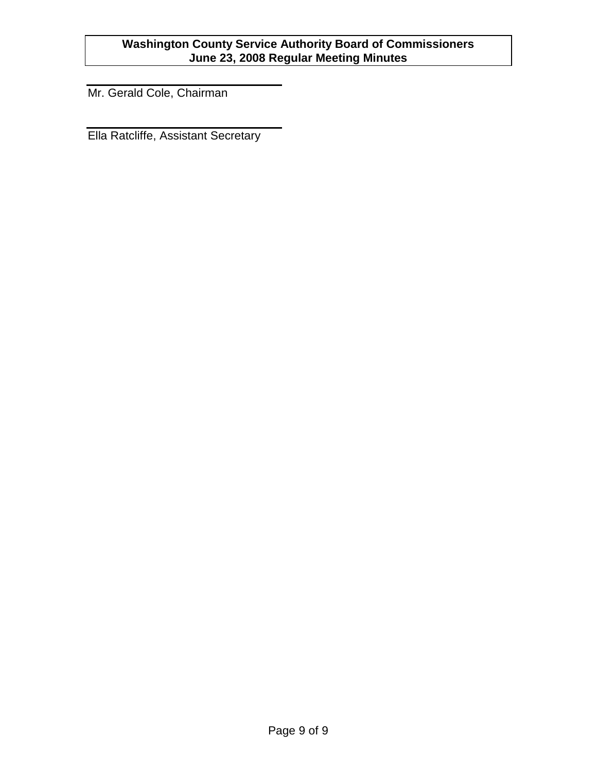\_\_\_\_\_\_\_\_\_\_\_\_\_\_\_\_\_\_\_\_\_\_\_\_\_\_\_\_\_\_

Mr. Gerald Cole, Chairman

\_\_\_\_\_\_\_\_\_\_\_\_\_\_\_\_\_\_\_\_\_\_\_\_\_\_\_\_\_\_

Ella Ratcliffe, Assistant Secretary